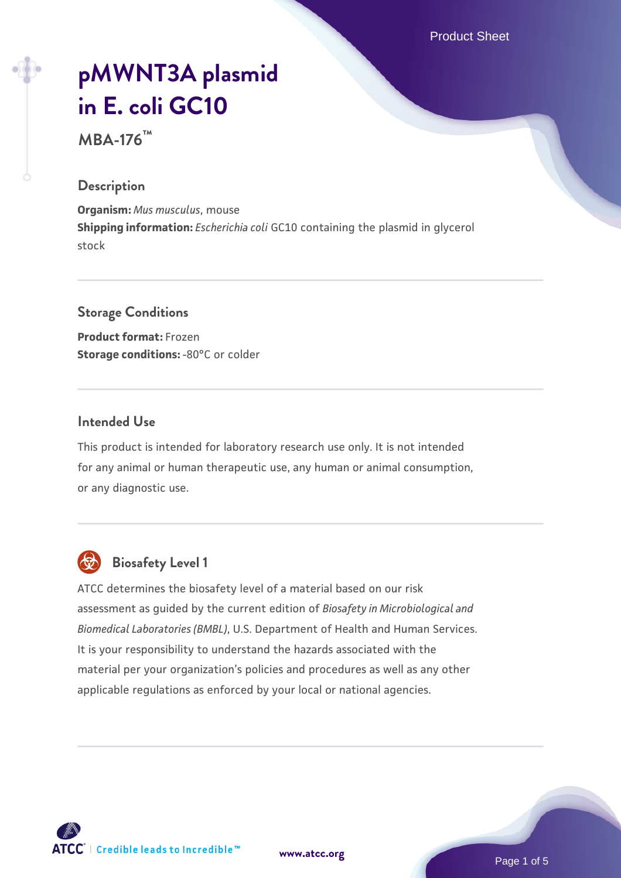# pMWNT3A plasmid in E. coli GC10

**MBA-176™**

## Description

**Organism:** *Mus musculus*, mouse
**Shipping information:** *Escherichia coli* GC10 containing the plasmid in glycerol stock

## Storage Conditions

**Product format:** Frozen
**Storage conditions:** -80°C or colder

## Intended Use

This product is intended for laboratory research use only. It is not intended for any animal or human therapeutic use, any human or animal consumption, or any diagnostic use.

## Biosafety Level 1

ATCC determines the biosafety level of a material based on our risk assessment as guided by the current edition of *Biosafety in Microbiological and Biomedical Laboratories (BMBL)*, U.S. Department of Health and Human Services. It is your responsibility to understand the hazards associated with the material per your organization's policies and procedures as well as any other applicable regulations as enforced by your local or national agencies.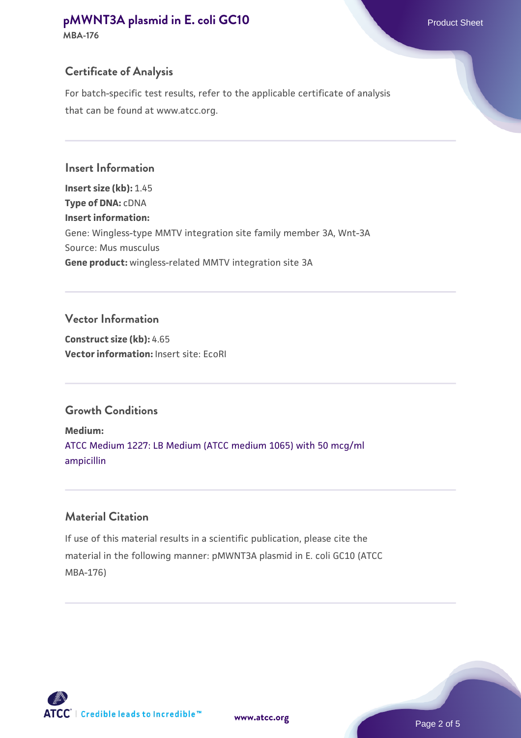## Certificate of Analysis

For batch-specific test results, refer to the applicable certificate of analysis that can be found at www.atcc.org.

## Insert Information

**Insert size (kb):** 1.45
**Type of DNA:** cDNA
**Insert information:**
Gene: Wingless-type MMTV integration site family member 3A, Wnt-3A
Source: Mus musculus
**Gene product:** wingless-related MMTV integration site 3A

## Vector Information

**Construct size (kb):** 4.65
**Vector information:** Insert site: EcoRI

## Growth Conditions

**Medium:**
ATCC Medium 1227: LB Medium (ATCC medium 1065) with 50 mcg/ml ampicillin

## Material Citation

If use of this material results in a scientific publication, please cite the material in the following manner: pMWNT3A plasmid in E. coli GC10 (ATCC MBA-176)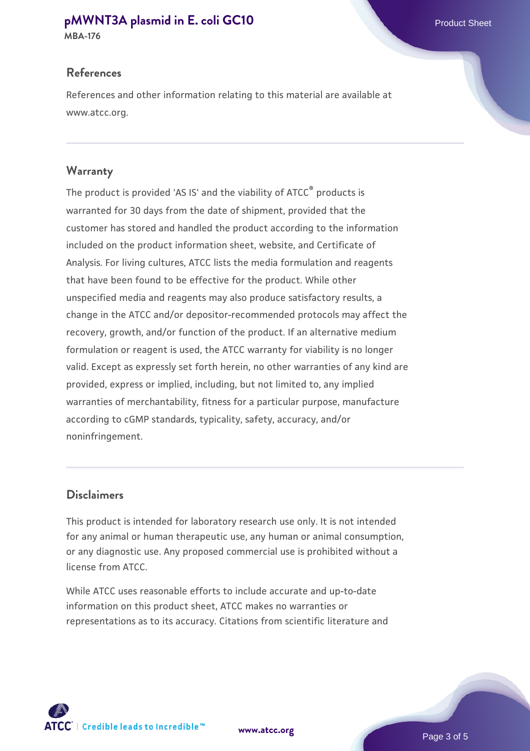## References

References and other information relating to this material are available at www.atcc.org.

## Warranty

The product is provided 'AS IS' and the viability of ATCC® products is warranted for 30 days from the date of shipment, provided that the customer has stored and handled the product according to the information included on the product information sheet, website, and Certificate of Analysis. For living cultures, ATCC lists the media formulation and reagents that have been found to be effective for the product. While other unspecified media and reagents may also produce satisfactory results, a change in the ATCC and/or depositor-recommended protocols may affect the recovery, growth, and/or function of the product. If an alternative medium formulation or reagent is used, the ATCC warranty for viability is no longer valid. Except as expressly set forth herein, no other warranties of any kind are provided, express or implied, including, but not limited to, any implied warranties of merchantability, fitness for a particular purpose, manufacture according to cGMP standards, typicality, safety, accuracy, and/or noninfringement.

## Disclaimers

This product is intended for laboratory research use only. It is not intended for any animal or human therapeutic use, any human or animal consumption, or any diagnostic use. Any proposed commercial use is prohibited without a license from ATCC.

While ATCC uses reasonable efforts to include accurate and up-to-date information on this product sheet, ATCC makes no warranties or representations as to its accuracy. Citations from scientific literature and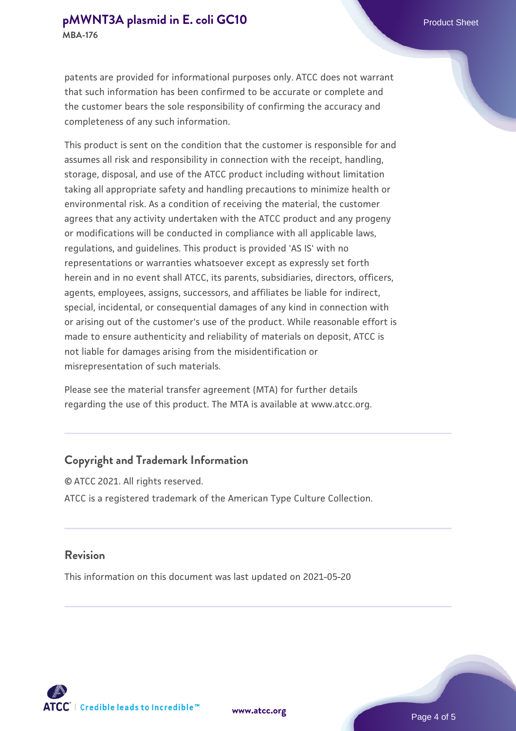patents are provided for informational purposes only. ATCC does not warrant that such information has been confirmed to be accurate or complete and the customer bears the sole responsibility of confirming the accuracy and completeness of any such information.

This product is sent on the condition that the customer is responsible for and assumes all risk and responsibility in connection with the receipt, handling, storage, disposal, and use of the ATCC product including without limitation taking all appropriate safety and handling precautions to minimize health or environmental risk. As a condition of receiving the material, the customer agrees that any activity undertaken with the ATCC product and any progeny or modifications will be conducted in compliance with all applicable laws, regulations, and guidelines. This product is provided 'AS IS' with no representations or warranties whatsoever except as expressly set forth herein and in no event shall ATCC, its parents, subsidiaries, directors, officers, agents, employees, assigns, successors, and affiliates be liable for indirect, special, incidental, or consequential damages of any kind in connection with or arising out of the customer's use of the product. While reasonable effort is made to ensure authenticity and reliability of materials on deposit, ATCC is not liable for damages arising from the misidentification or misrepresentation of such materials.

Please see the material transfer agreement (MTA) for further details regarding the use of this product. The MTA is available at www.atcc.org.

## Copyright and Trademark Information

© ATCC 2021. All rights reserved.

ATCC is a registered trademark of the American Type Culture Collection.

## Revision

This information on this document was last updated on 2021-05-20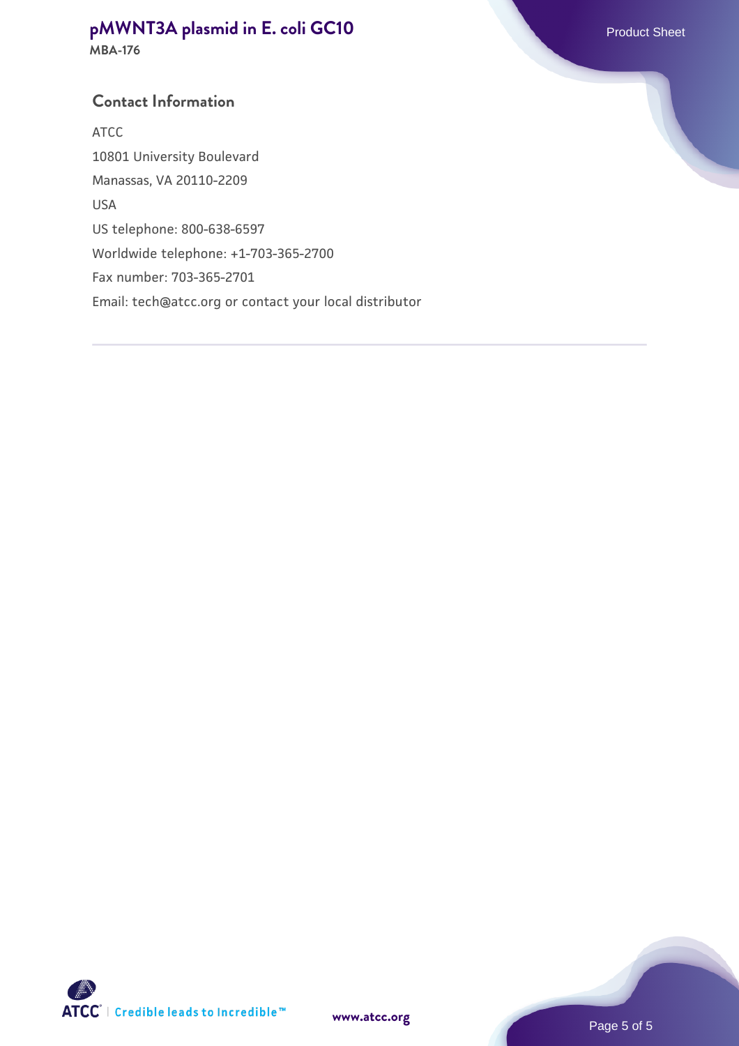## Contact Information

ATCC
10801 University Boulevard
Manassas, VA 20110-2209
USA
US telephone: 800-638-6597
Worldwide telephone: +1-703-365-2700
Fax number: 703-365-2701
Email: tech@atcc.org or contact your local distributor